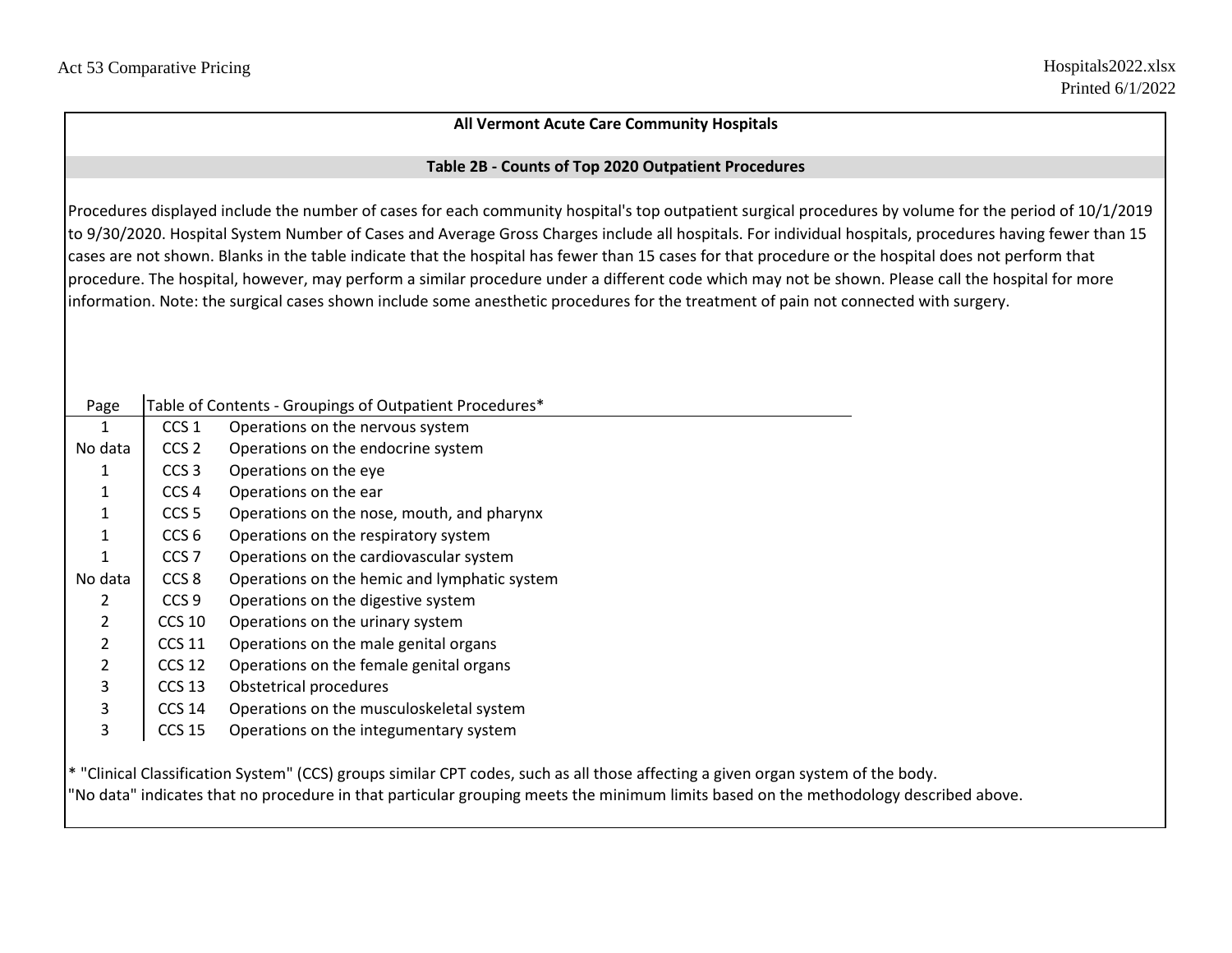## All Vermont Acute Care Community Hospitals

### Table 2B - Counts of Top 2020 Outpatient Procedures

Procedures displayed include the number of cases for each community hospital's top outpatient surgical procedures by volume for the period of 10/1/2019 to 9/30/2020. Hospital System Number of Cases and Average Gross Charges include all hospitals. For individual hospitals, procedures having fewer than 15 cases are not shown. Blanks in the table indicate that the hospital has fewer than 15 cases for that procedure or the hospital does not perform that procedure. The hospital, however, may perform a similar procedure under a different code which may not be shown. Please call the hospital for more information. Note: the surgical cases shown include some anesthetic procedures for the treatment of pain not connected with surgery.

| Page | Table of Contents - Groupings of Outpatient Procedures* | |
|---|---|---|
| 1 | CCS 1 | Operations on the nervous system |
| No data | CCS 2 | Operations on the endocrine system |
| 1 | CCS 3 | Operations on the eye |
| 1 | CCS 4 | Operations on the ear |
| 1 | CCS 5 | Operations on the nose, mouth, and pharynx |
| 1 | CCS 6 | Operations on the respiratory system |
| 1 | CCS 7 | Operations on the cardiovascular system |
| No data | CCS 8 | Operations on the hemic and lymphatic system |
| 2 | CCS 9 | Operations on the digestive system |
| 2 | CCS 10 | Operations on the urinary system |
| 2 | CCS 11 | Operations on the male genital organs |
| 2 | CCS 12 | Operations on the female genital organs |
| 3 | CCS 13 | Obstetrical procedures |
| 3 | CCS 14 | Operations on the musculoskeletal system |
| 3 | CCS 15 | Operations on the integumentary system |

* "Clinical Classification System" (CCS) groups similar CPT codes, such as all those affecting a given organ system of the body.
"No data" indicates that no procedure in that particular grouping meets the minimum limits based on the methodology described above.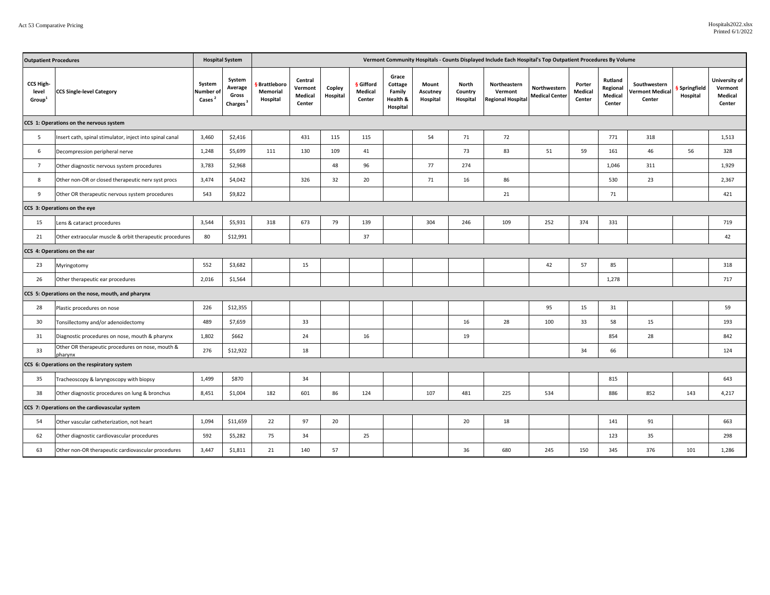| Outpatient Procedures | | Hospital System | | Vermont Community Hospitals - Counts Displayed Include Each Hospital's Top Outpatient Procedures By Volume | | | | | | | | | | | | | |
|---|---|---|---|---|---|---|---|---|---|---|---|---|---|---|---|---|---|
| CCS High-level Group[1] | CCS Single-level Category | System Number of Cases [2] | System Average Gross Charges [3] | § Brattleboro Memorial Hospital | Central Vermont Medical Center | Copley Hospital | § Gifford Medical Center | Grace Cottage Family Health & Hospital | Mount Ascutney Hospital | North Country Hospital | Northeastern Vermont Regional Hospital | Northwestern Medical Center | Porter Medical Center | Rutland Regional Medical Center | Southwestern Vermont Medical Center | § Springfield Hospital | University of Vermont Medical Center |
| **CCS 1: Operations on the nervous system** | | | | | | | | | | | | | | | | | |
| 5 | Insert cath, spinal stimulator, inject into spinal canal | 3,460 | $2,416 | | 431 | 115 | 115 | | 54 | 71 | 72 | | | 771 | 318 | | 1,513 |
| 6 | Decompression peripheral nerve | 1,248 | $5,699 | 111 | 130 | 109 | 41 | | | 73 | 83 | 51 | 59 | 161 | 46 | 56 | 328 |
| 7 | Other diagnostic nervous system procedures | 3,783 | $2,968 | | | 48 | 96 | | 77 | 274 | | | | 1,046 | 311 | | 1,929 |
| 8 | Other non-OR or closed therapeutic nerv syst procs | 3,474 | $4,042 | | 326 | 32 | 20 | | 71 | 16 | 86 | | | 530 | 23 | | 2,367 |
| 9 | Other OR therapeutic nervous system procedures | 543 | $9,822 | | | | | | | | 21 | | | 71 | | | 421 |
| **CCS 3: Operations on the eye** | | | | | | | | | | | | | | | | | |
| 15 | Lens & cataract procedures | 3,544 | $5,931 | 318 | 673 | 79 | 139 | | 304 | 246 | 109 | 252 | 374 | 331 | | | 719 |
| 21 | Other extraocular muscle & orbit therapeutic procedures | 80 | $12,991 | | | | 37 | | | | | | | | | | 42 |
| **CCS 4: Operations on the ear** | | | | | | | | | | | | | | | | | |
| 23 | Myringotomy | 552 | $3,682 | | 15 | | | | | | | 42 | 57 | 85 | | | 318 |
| 26 | Other therapeutic ear procedures | 2,016 | $1,564 | | | | | | | | | | | 1,278 | | | 717 |
| **CCS 5: Operations on the nose, mouth, and pharynx** | | | | | | | | | | | | | | | | | |
| 28 | Plastic procedures on nose | 226 | $12,355 | | | | | | | | | 95 | 15 | 31 | | | 59 |
| 30 | Tonsillectomy and/or adenoidectomy | 489 | $7,659 | | 33 | | | | | 16 | 28 | 100 | 33 | 58 | 15 | | 193 |
| 31 | Diagnostic procedures on nose, mouth & pharynx | 1,802 | $662 | | 24 | | 16 | | | 19 | | | | 854 | 28 | | 842 |
| 33 | Other OR therapeutic procedures on nose, mouth & pharynx | 276 | $12,922 | | 18 | | | | | | | | 34 | 66 | | | 124 |
| **CCS 6: Operations on the respiratory system** | | | | | | | | | | | | | | | | | |
| 35 | Tracheoscopy & laryngoscopy with biopsy | 1,499 | $870 | | 34 | | | | | | | | | 815 | | | 643 |
| 38 | Other diagnostic procedures on lung & bronchus | 8,451 | $1,004 | 182 | 601 | 86 | 124 | | 107 | 481 | 225 | 534 | | 886 | 852 | 143 | 4,217 |
| **CCS 7: Operations on the cardiovascular system** | | | | | | | | | | | | | | | | | |
| 54 | Other vascular catheterization, not heart | 1,094 | $11,659 | 22 | 97 | 20 | | | | 20 | 18 | | | 141 | 91 | | 663 |
| 62 | Other diagnostic cardiovascular procedures | 592 | $5,282 | 75 | 34 | | 25 | | | | | | | 123 | 35 | | 298 |
| 63 | Other non-OR therapeutic cardiovascular procedures | 3,447 | $1,811 | 21 | 140 | 57 | | | | 36 | 680 | 245 | 150 | 345 | 376 | 101 | 1,286 |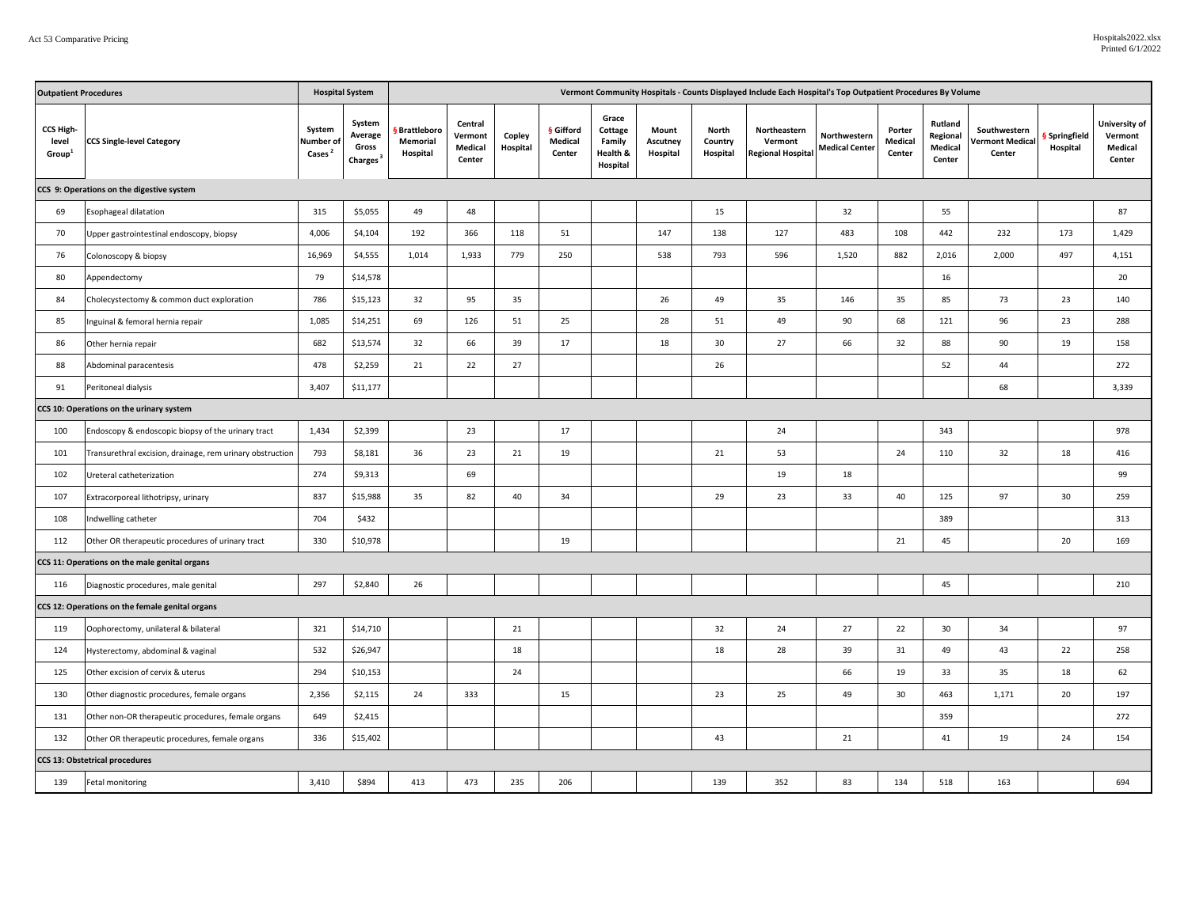| Outpatient Procedures | | Hospital System | | Vermont Community Hospitals - Counts Displayed Include Each Hospital's Top Outpatient Procedures By Volume | | | | | | | | | | | | | |
|---|---|---|---|---|---|---|---|---|---|---|---|---|---|---|---|---|---|
| CCS High-level Group[1] | CCS Single-level Category | System Number of Cases[2] | System Average Gross Charges[3] | § Brattleboro Memorial Hospital | Central Vermont Medical Center | Copley Hospital | § Gifford Medical Center | Grace Cottage Family Health & Hospital | Mount Ascutney Hospital | North Country Hospital | Northeastern Vermont Regional Hospital | Northwestern Medical Center | Porter Medical Center | Rutland Regional Medical Center | Southwestern Vermont Medical Center | § Springfield Hospital | University of Vermont Medical Center |
| **CCS 9: Operations on the digestive system** | | | | | | | | | | | | | | | | | |
| 69 | Esophageal dilatation | 315 | $5,055 | 49 | 48 | | | | | 15 | | 32 | | 55 | | | 87 |
| 70 | Upper gastrointestinal endoscopy, biopsy | 4,006 | $4,104 | 192 | 366 | 118 | 51 | | 147 | 138 | 127 | 483 | 108 | 442 | 232 | 173 | 1,429 |
| 76 | Colonoscopy & biopsy | 16,969 | $4,555 | 1,014 | 1,933 | 779 | 250 | | 538 | 793 | 596 | 1,520 | 882 | 2,016 | 2,000 | 497 | 4,151 |
| 80 | Appendectomy | 79 | $14,578 | | | | | | | | | | | 16 | | | 20 |
| 84 | Cholecystectomy & common duct exploration | 786 | $15,123 | 32 | 95 | 35 | | | 26 | 49 | 35 | 146 | 35 | 85 | 73 | 23 | 140 |
| 85 | Inguinal & femoral hernia repair | 1,085 | $14,251 | 69 | 126 | 51 | 25 | | 28 | 51 | 49 | 90 | 68 | 121 | 96 | 23 | 288 |
| 86 | Other hernia repair | 682 | $13,574 | 32 | 66 | 39 | 17 | | 18 | 30 | 27 | 66 | 32 | 88 | 90 | 19 | 158 |
| 88 | Abdominal paracentesis | 478 | $2,259 | 21 | 22 | 27 | | | | 26 | | | | 52 | 44 | | 272 |
| 91 | Peritoneal dialysis | 3,407 | $11,177 | | | | | | | | | | | | 68 | | 3,339 |
| **CCS 10: Operations on the urinary system** | | | | | | | | | | | | | | | | | |
| 100 | Endoscopy & endoscopic biopsy of the urinary tract | 1,434 | $2,399 | | 23 | | 17 | | | | 24 | | | 343 | | | 978 |
| 101 | Transurethral excision, drainage, rem urinary obstruction | 793 | $8,181 | 36 | 23 | 21 | 19 | | | 21 | 53 | | 24 | 110 | 32 | 18 | 416 |
| 102 | Ureteral catheterization | 274 | $9,313 | | 69 | | | | | | 19 | 18 | | | | | 99 |
| 107 | Extracorporeal lithotripsy, urinary | 837 | $15,988 | 35 | 82 | 40 | 34 | | | 29 | 23 | 33 | 40 | 125 | 97 | 30 | 259 |
| 108 | Indwelling catheter | 704 | $432 | | | | | | | | | | | 389 | | | 313 |
| 112 | Other OR therapeutic procedures of urinary tract | 330 | $10,978 | | | | 19 | | | | | | 21 | 45 | | 20 | 169 |
| **CCS 11: Operations on the male genital organs** | | | | | | | | | | | | | | | | | |
| 116 | Diagnostic procedures, male genital | 297 | $2,840 | 26 | | | | | | | | | | 45 | | | 210 |
| **CCS 12: Operations on the female genital organs** | | | | | | | | | | | | | | | | | |
| 119 | Oophorectomy, unilateral & bilateral | 321 | $14,710 | | | 21 | | | | 32 | 24 | 27 | 22 | 30 | 34 | | 97 |
| 124 | Hysterectomy, abdominal & vaginal | 532 | $26,947 | | | 18 | | | | 18 | 28 | 39 | 31 | 49 | 43 | 22 | 258 |
| 125 | Other excision of cervix & uterus | 294 | $10,153 | | | 24 | | | | | | 66 | 19 | 33 | 35 | 18 | 62 |
| 130 | Other diagnostic procedures, female organs | 2,356 | $2,115 | 24 | 333 | | 15 | | | 23 | 25 | 49 | 30 | 463 | 1,171 | 20 | 197 |
| 131 | Other non-OR therapeutic procedures, female organs | 649 | $2,415 | | | | | | | | | | | 359 | | | 272 |
| 132 | Other OR therapeutic procedures, female organs | 336 | $15,402 | | | | | | | 43 | | 21 | | 41 | 19 | 24 | 154 |
| **CCS 13: Obstetrical procedures** | | | | | | | | | | | | | | | | | |
| 139 | Fetal monitoring | 3,410 | $894 | 413 | 473 | 235 | 206 | | | 139 | 352 | 83 | 134 | 518 | 163 | | 694 |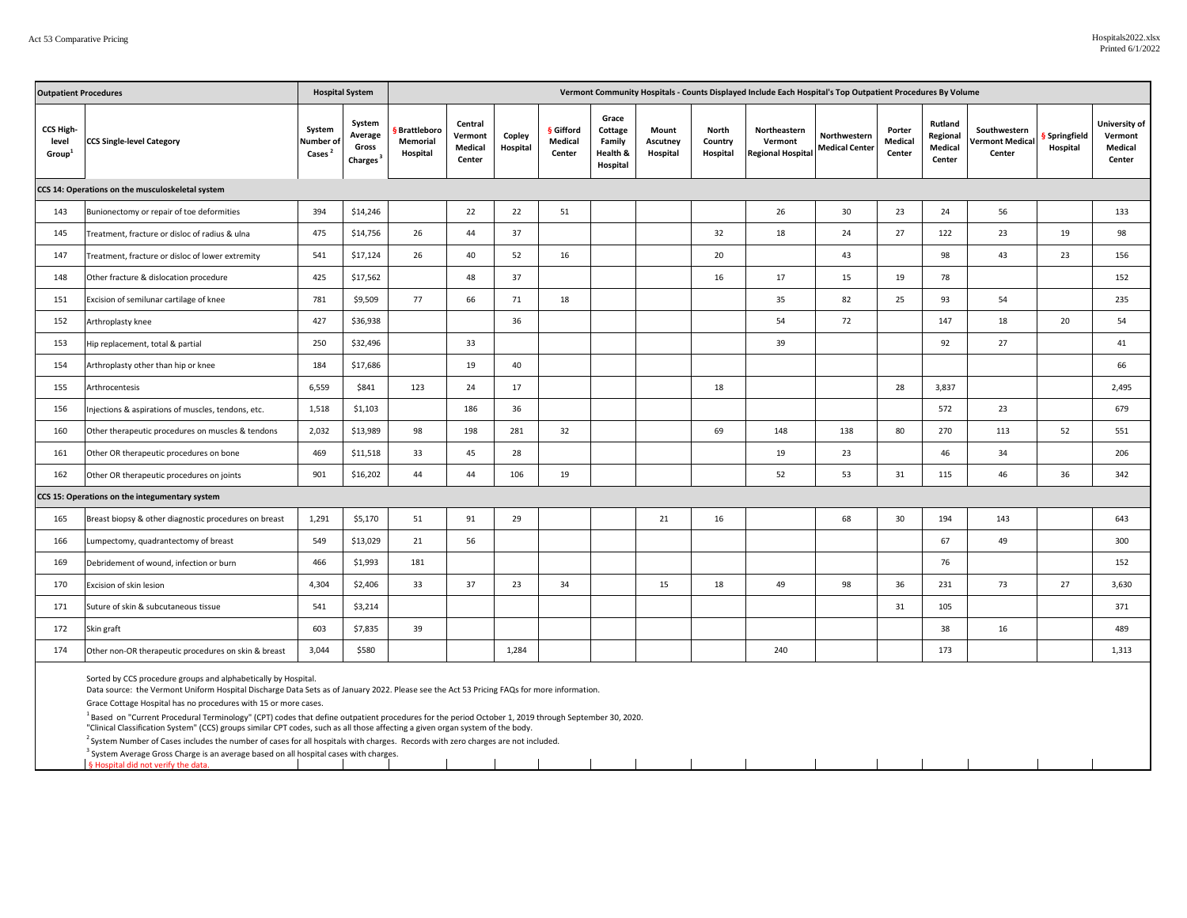| Outpatient Procedures | | Hospital System | | Vermont Community Hospitals - Counts Displayed Include Each Hospital's Top Outpatient Procedures By Volume | | | | | | | | | | | | | |
|---|---|---|---|---|---|---|---|---|---|---|---|---|---|---|---|---|---|
| CCS High-level Group[1] | CCS Single-level Category | System Number of Cases [2] | System Average Gross Charges [3] | § Brattleboro Memorial Hospital | Central Vermont Medical Center | Copley Hospital | § Gifford Medical Center | Grace Cottage Family Health & Hospital | Mount Ascutney Hospital | North Country Hospital | Northeastern Vermont Regional Hospital | Northwestern Medical Center | Porter Medical Center | Rutland Regional Medical Center | Southwestern Vermont Medical Center | § Springfield Hospital | University of Vermont Medical Center |
| **CCS 14: Operations on the musculoskeletal system** | | | | | | | | | | | | | | | | | |
| 143 | Bunionectomy or repair of toe deformities | 394 | $14,246 | | 22 | 22 | 51 | | | | 26 | 30 | 23 | 24 | 56 | | 133 |
| 145 | Treatment, fracture or disloc of radius & ulna | 475 | $14,756 | 26 | 44 | 37 | | | | 32 | 18 | 24 | 27 | 122 | 23 | 19 | 98 |
| 147 | Treatment, fracture or disloc of lower extremity | 541 | $17,124 | 26 | 40 | 52 | 16 | | | 20 | | 43 | | 98 | 43 | 23 | 156 |
| 148 | Other fracture & dislocation procedure | 425 | $17,562 | | 48 | 37 | | | | 16 | 17 | 15 | 19 | 78 | | | 152 |
| 151 | Excision of semilunar cartilage of knee | 781 | $9,509 | 77 | 66 | 71 | 18 | | | | 35 | 82 | 25 | 93 | 54 | | 235 |
| 152 | Arthroplasty knee | 427 | $36,938 | | | 36 | | | | | 54 | 72 | | 147 | 18 | 20 | 54 |
| 153 | Hip replacement, total & partial | 250 | $32,496 | | 33 | | | | | | 39 | | | 92 | 27 | | 41 |
| 154 | Arthroplasty other than hip or knee | 184 | $17,686 | | 19 | 40 | | | | | | | | | | | 66 |
| 155 | Arthrocentesis | 6,559 | $841 | 123 | 24 | 17 | | | | 18 | | | 28 | 3,837 | | | 2,495 |
| 156 | Injections & aspirations of muscles, tendons, etc. | 1,518 | $1,103 | | 186 | 36 | | | | | | | | 572 | 23 | | 679 |
| 160 | Other therapeutic procedures on muscles & tendons | 2,032 | $13,989 | 98 | 198 | 281 | 32 | | | 69 | 148 | 138 | 80 | 270 | 113 | 52 | 551 |
| 161 | Other OR therapeutic procedures on bone | 469 | $11,518 | 33 | 45 | 28 | | | | | 19 | 23 | | 46 | 34 | | 206 |
| 162 | Other OR therapeutic procedures on joints | 901 | $16,202 | 44 | 44 | 106 | 19 | | | | 52 | 53 | 31 | 115 | 46 | 36 | 342 |
| **CCS 15: Operations on the integumentary system** | | | | | | | | | | | | | | | | | |
| 165 | Breast biopsy & other diagnostic procedures on breast | 1,291 | $5,170 | 51 | 91 | 29 | | | 21 | 16 | | 68 | 30 | 194 | 143 | | 643 |
| 166 | Lumpectomy, quadrantectomy of breast | 549 | $13,029 | 21 | 56 | | | | | | | | | 67 | 49 | | 300 |
| 169 | Debridement of wound, infection or burn | 466 | $1,993 | 181 | | | | | | | | | | 76 | | | 152 |
| 170 | Excision of skin lesion | 4,304 | $2,406 | 33 | 37 | 23 | 34 | | 15 | 18 | 49 | 98 | 36 | 231 | 73 | 27 | 3,630 |
| 171 | Suture of skin & subcutaneous tissue | 541 | $3,214 | | | | | | | | | | 31 | 105 | | | 371 |
| 172 | Skin graft | 603 | $7,835 | 39 | | | | | | | | | | 38 | 16 | | 489 |
| 174 | Other non-OR therapeutic procedures on skin & breast | 3,044 | $580 | | | 1,284 | | | | | 240 | | | 173 | | | 1,313 |

Sorted by CCS procedure groups and alphabetically by Hospital.

Data source: the Vermont Uniform Hospital Discharge Data Sets as of January 2022. Please see the Act 53 Pricing FAQs for more information.

Grace Cottage Hospital has no procedures with 15 or more cases.

[1] Based on "Current Procedural Terminology" (CPT) codes that define outpatient procedures for the period October 1, 2019 through September 30, 2020.
"Clinical Classification System" (CCS) groups similar CPT codes, such as all those affecting a given organ system of the body.

[2] System Number of Cases includes the number of cases for all hospitals with charges. Records with zero charges are not included.

[3] System Average Gross Charge is an average based on all hospital cases with charges.

§ Hospital did not verify the data.